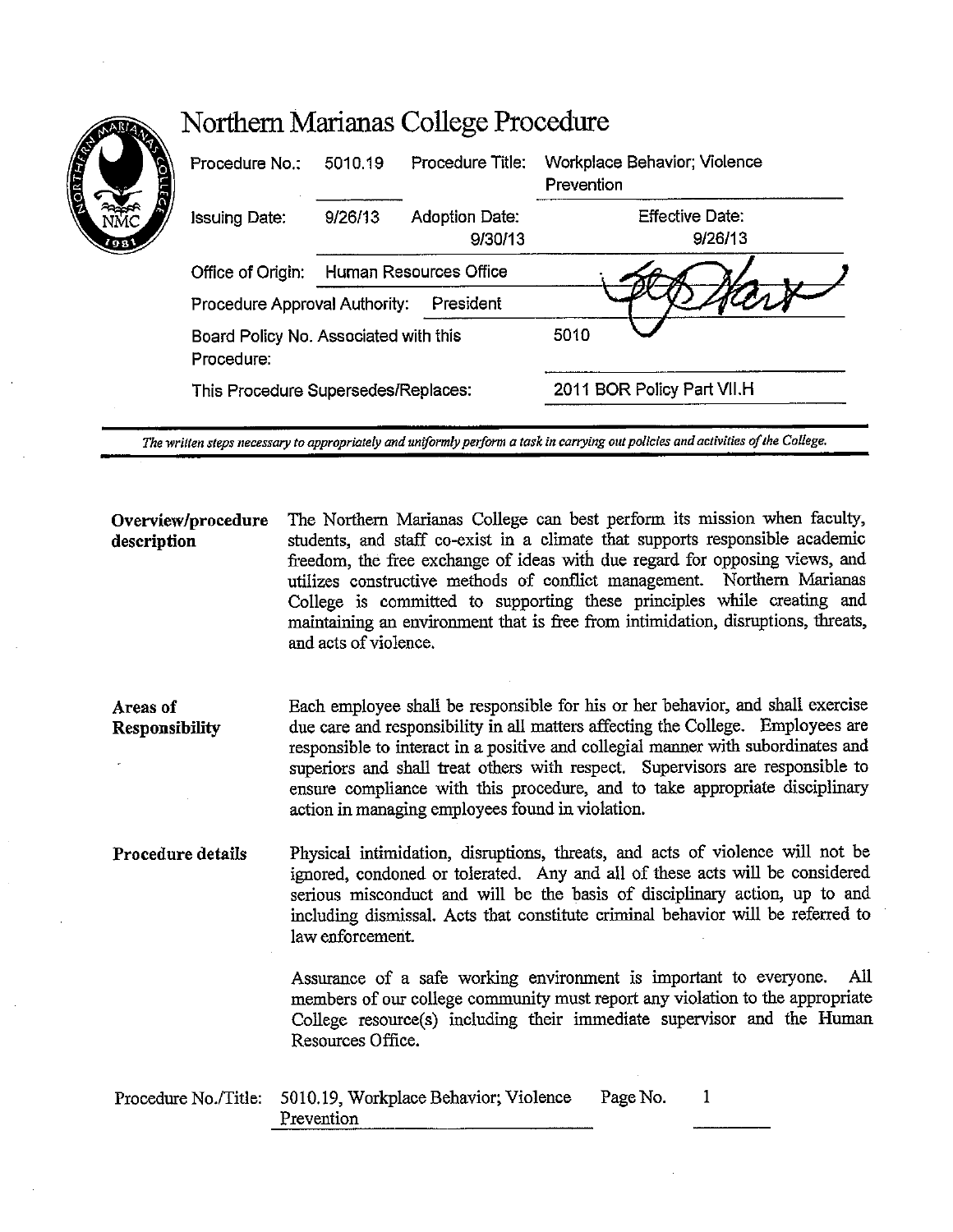# Northern Marianas College Procedure

| | | | |
|---|---|---|---|
| Procedure No.: | 5010.19 | Procedure Title: | Workplace Behavior; Violence Prevention |
| Issuing Date: | 9/26/13 | Adoption Date: 9/30/13 | Effective Date: 9/26/13 |
| Office of Origin: | Human Resources Office | | |
| Procedure Approval Authority: | President | | |
| Board Policy No. Associated with this Procedure: | | | 5010 |
| This Procedure Supersedes/Replaces: | | | 2011 BOR Policy Part VII.H |

*The written steps necessary to appropriately and uniformly perform a task in carrying out policies and activities of the College.*

**Overview/procedure description**

The Northern Marianas College can best perform its mission when faculty, students, and staff co-exist in a climate that supports responsible academic freedom, the free exchange of ideas with due regard for opposing views, and utilizes constructive methods of conflict management. Northern Marianas College is committed to supporting these principles while creating and maintaining an environment that is free from intimidation, disruptions, threats, and acts of violence.

**Areas of Responsibility**

Each employee shall be responsible for his or her behavior, and shall exercise due care and responsibility in all matters affecting the College. Employees are responsible to interact in a positive and collegial manner with subordinates and superiors and shall treat others with respect. Supervisors are responsible to ensure compliance with this procedure, and to take appropriate disciplinary action in managing employees found in violation.

**Procedure details**

Physical intimidation, disruptions, threats, and acts of violence will not be ignored, condoned or tolerated. Any and all of these acts will be considered serious misconduct and will be the basis of disciplinary action, up to and including dismissal. Acts that constitute criminal behavior will be referred to law enforcement.

Assurance of a safe working environment is important to everyone. All members of our college community must report any violation to the appropriate College resource(s) including their immediate supervisor and the Human Resources Office.